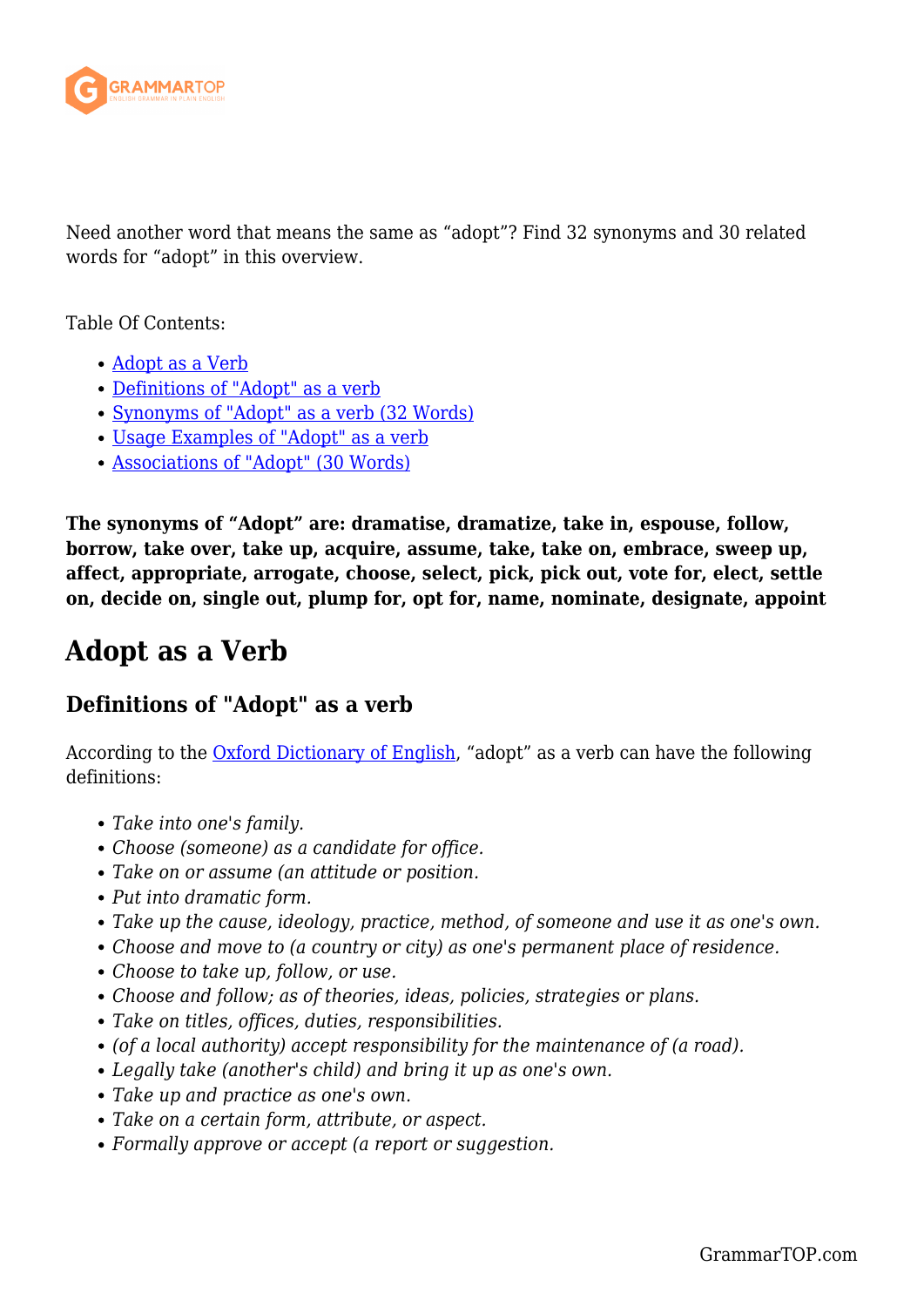Need another word that means the same as “adopt”? Find 32 synonyms and 30 related words for “adopt” in this overview.

Table Of Contents:

- Adopt as a Verb
- Definitions of "Adopt" as a verb
- Synonyms of "Adopt" as a verb (32 Words)
- Usage Examples of "Adopt" as a verb
- Associations of "Adopt" (30 Words)

**The synonyms of “Adopt” are: dramatise, dramatize, take in, espouse, follow, borrow, take over, take up, acquire, assume, take, take on, embrace, sweep up, affect, appropriate, arrogate, choose, select, pick, pick out, vote for, elect, settle on, decide on, single out, plump for, opt for, name, nominate, designate, appoint**

# Adopt as a Verb

## Definitions of "Adopt" as a verb

According to the Oxford Dictionary of English, “adopt” as a verb can have the following definitions:

- *Take into one's family.*
- *Choose (someone) as a candidate for office.*
- *Take on or assume (an attitude or position.*
- *Put into dramatic form.*
- *Take up the cause, ideology, practice, method, of someone and use it as one's own.*
- *Choose and move to (a country or city) as one's permanent place of residence.*
- *Choose to take up, follow, or use.*
- *Choose and follow; as of theories, ideas, policies, strategies or plans.*
- *Take on titles, offices, duties, responsibilities.*
- *(of a local authority) accept responsibility for the maintenance of (a road).*
- *Legally take (another's child) and bring it up as one's own.*
- *Take up and practice as one's own.*
- *Take on a certain form, attribute, or aspect.*
- *Formally approve or accept (a report or suggestion.*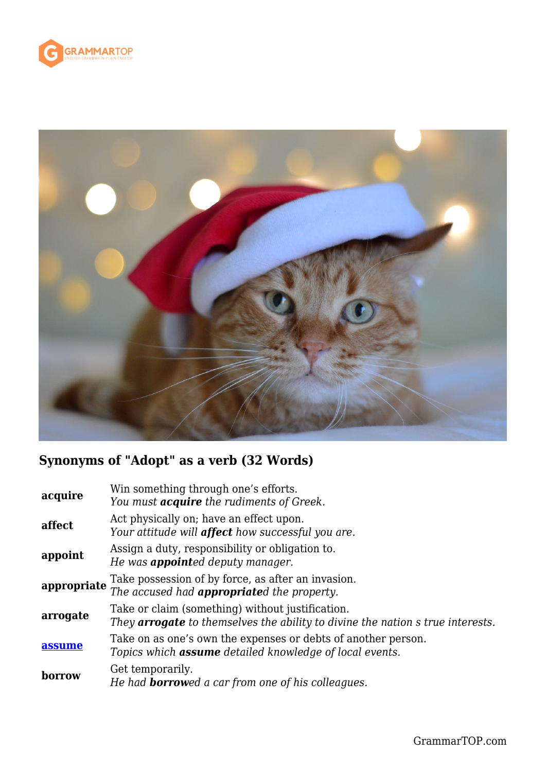## Synonyms of "Adopt" as a verb (32 Words)

| | |
|---|---|
| **acquire** | Win something through one's efforts.<br>*You must **acquire** the rudiments of Greek.* |
| **affect** | Act physically on; have an effect upon.<br>*Your attitude will **affect** how successful you are.* |
| **appoint** | Assign a duty, responsibility or obligation to.<br>*He was **appoint**ed deputy manager.* |
| **appropriate** | Take possession of by force, as after an invasion.<br>*The accused had **appropriate**d the property.* |
| **arrogate** | Take or claim (something) without justification.<br>*They **arrogate** to themselves the ability to divine the nation s true interests.* |
| **assume** | Take on as one's own the expenses or debts of another person.<br>*Topics which **assume** detailed knowledge of local events.* |
| **borrow** | Get temporarily.<br>*He had **borrow**ed a car from one of his colleagues.* |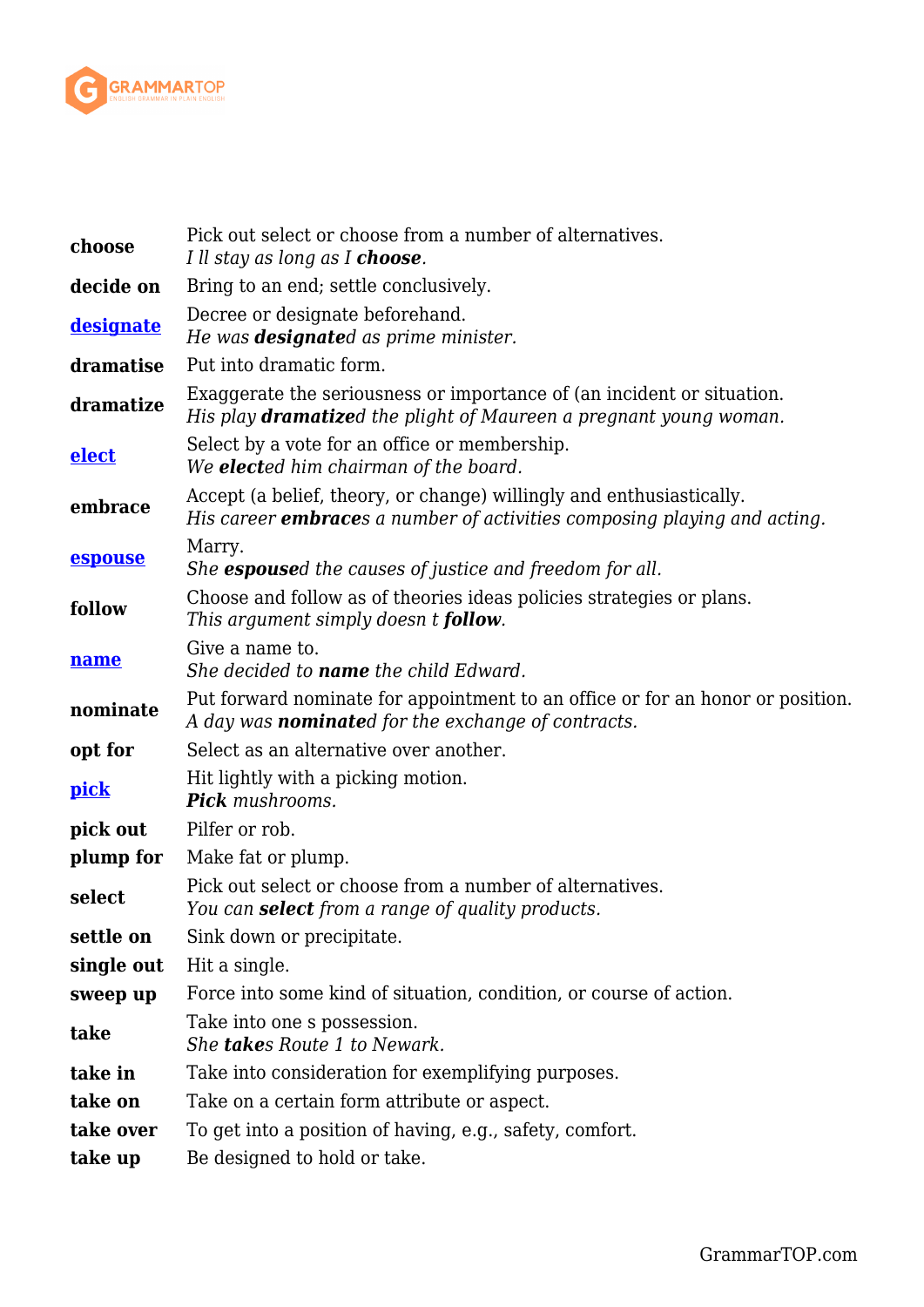| | |
|---|---|
| **choose** | Pick out select or choose from a number of alternatives.<br>*I ll stay as long as I **choose**.* |
| **decide on** | Bring to an end; settle conclusively. |
| **designate** | Decree or designate beforehand.<br>*He was **designate**d as prime minister.* |
| **dramatise** | Put into dramatic form. |
| **dramatize** | Exaggerate the seriousness or importance of (an incident or situation.<br>*His play **dramatize**d the plight of Maureen a pregnant young woman.* |
| **elect** | Select by a vote for an office or membership.<br>*We **elect**ed him chairman of the board.* |
| **embrace** | Accept (a belief, theory, or change) willingly and enthusiastically.<br>*His career **embrace**s a number of activities composing playing and acting.* |
| **espouse** | Marry.<br>*She **espouse**d the causes of justice and freedom for all.* |
| **follow** | Choose and follow as of theories ideas policies strategies or plans.<br>*This argument simply doesn t **follow**.* |
| **name** | Give a name to.<br>*She decided to **name** the child Edward.* |
| **nominate** | Put forward nominate for appointment to an office or for an honor or position.<br>*A day was **nominate**d for the exchange of contracts.* |
| **opt for** | Select as an alternative over another. |
| **pick** | Hit lightly with a picking motion.<br>***Pick** mushrooms.* |
| **pick out** | Pilfer or rob. |
| **plump for** | Make fat or plump. |
| **select** | Pick out select or choose from a number of alternatives.<br>*You can **select** from a range of quality products.* |
| **settle on** | Sink down or precipitate. |
| **single out** | Hit a single. |
| **sweep up** | Force into some kind of situation, condition, or course of action. |
| **take** | Take into one s possession.<br>*She **take**s Route 1 to Newark.* |
| **take in** | Take into consideration for exemplifying purposes. |
| **take on** | Take on a certain form attribute or aspect. |
| **take over** | To get into a position of having, e.g., safety, comfort. |
| **take up** | Be designed to hold or take. |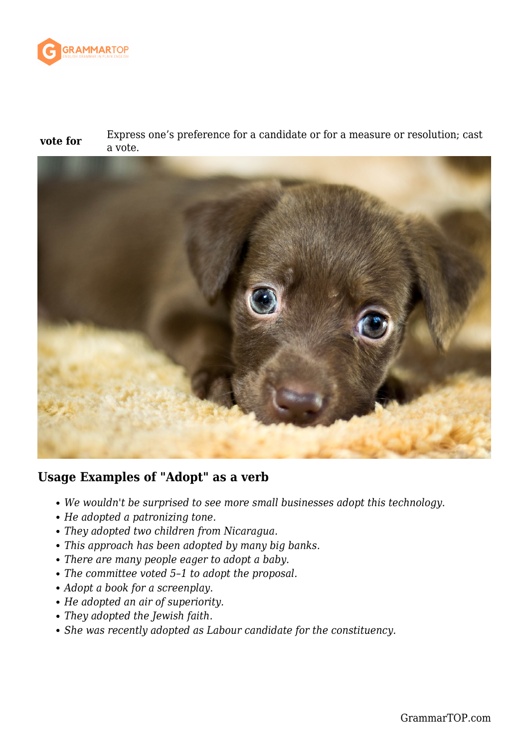| | |
|---|---|
| **vote for** | Express one's preference for a candidate or for a measure or resolution; cast a vote. |

### Usage Examples of "Adopt" as a verb

- *We wouldn't be surprised to see more small businesses adopt this technology.*
- *He adopted a patronizing tone.*
- *They adopted two children from Nicaragua.*
- *This approach has been adopted by many big banks.*
- *There are many people eager to adopt a baby.*
- *The committee voted 5–1 to adopt the proposal.*
- *Adopt a book for a screenplay.*
- *He adopted an air of superiority.*
- *They adopted the Jewish faith.*
- *She was recently adopted as Labour candidate for the constituency.*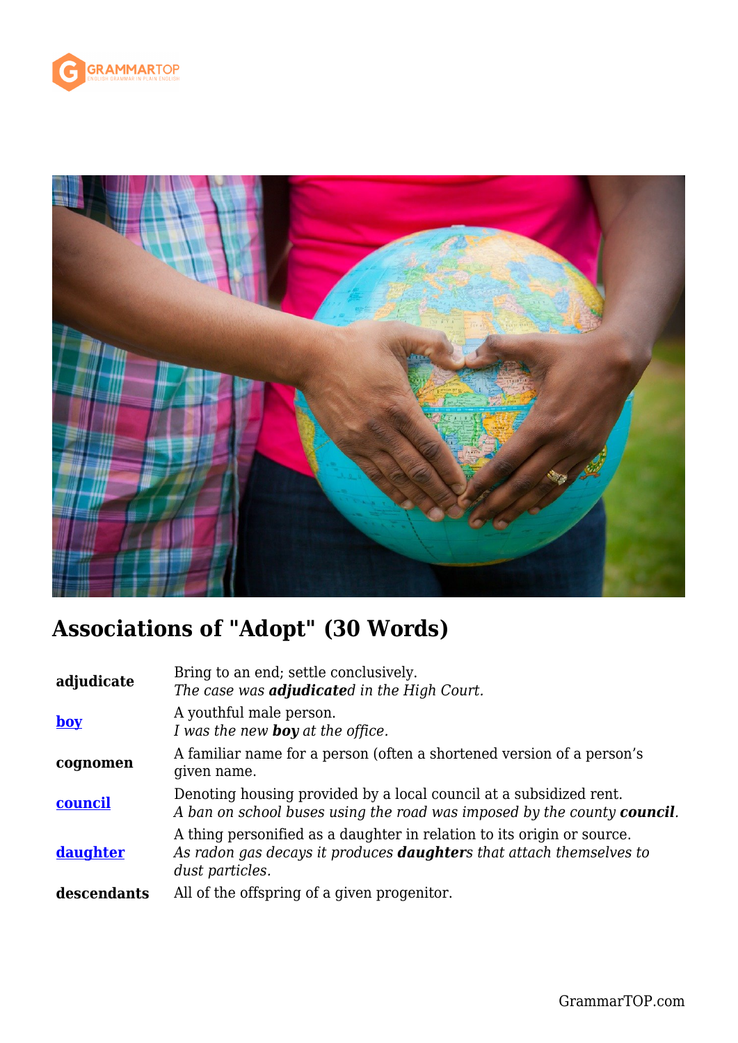## Associations of "Adopt" (30 Words)

| | |
|---|---|
| **adjudicate** | Bring to an end; settle conclusively.<br>*The case was **adjudicate**d in the High Court.* |
| **boy** | A youthful male person.<br>*I was the new **boy** at the office.* |
| **cognomen** | A familiar name for a person (often a shortened version of a person's given name. |
| **council** | Denoting housing provided by a local council at a subsidized rent.<br>*A ban on school buses using the road was imposed by the county **council**.* |
| **daughter** | A thing personified as a daughter in relation to its origin or source.<br>*As radon gas decays it produces **daughter**s that attach themselves to dust particles.* |
| **descendants** | All of the offspring of a given progenitor. |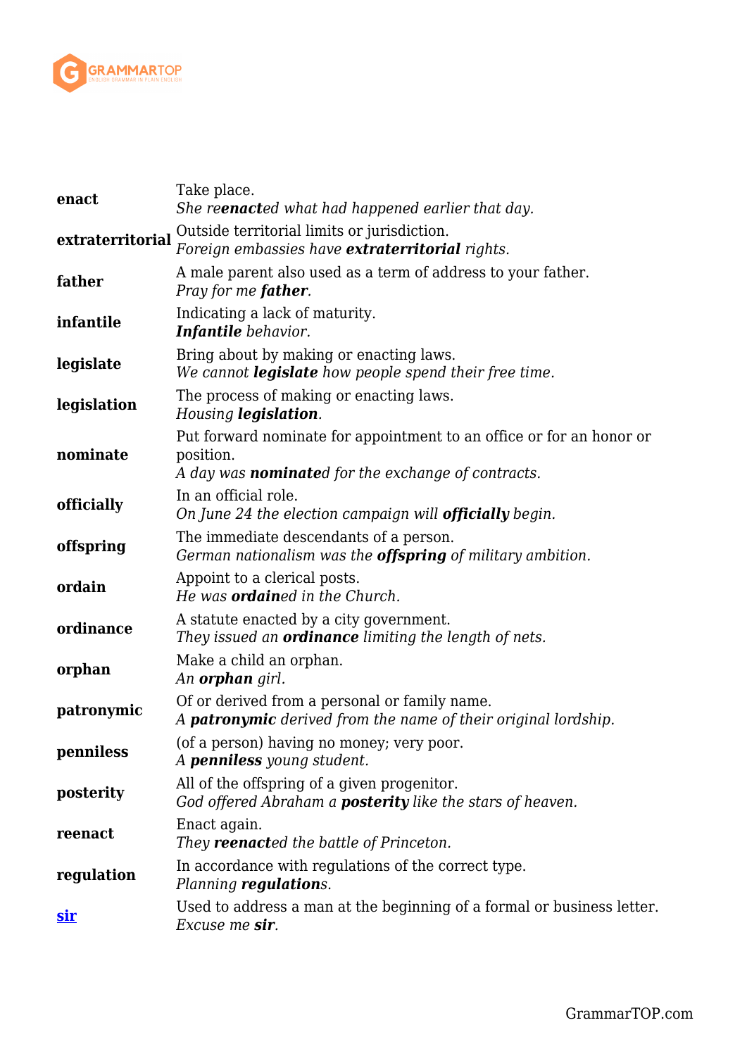| | |
|---|---|
| **enact** | Take place.<br>*She re**enact**ed what had happened earlier that day.* |
| **extraterritorial** | Outside territorial limits or jurisdiction.<br>*Foreign embassies have **extraterritorial** rights.* |
| **father** | A male parent also used as a term of address to your father.<br>*Pray for me **father**.* |
| **infantile** | Indicating a lack of maturity.<br>***Infantile** behavior.* |
| **legislate** | Bring about by making or enacting laws.<br>*We cannot **legislate** how people spend their free time.* |
| **legislation** | The process of making or enacting laws.<br>*Housing **legislation**.* |
| **nominate** | Put forward nominate for appointment to an office or for an honor or position.<br>*A day was **nominate**d for the exchange of contracts.* |
| **officially** | In an official role.<br>*On June 24 the election campaign will **officially** begin.* |
| **offspring** | The immediate descendants of a person.<br>*German nationalism was the **offspring** of military ambition.* |
| **ordain** | Appoint to a clerical posts.<br>*He was **ordain**ed in the Church.* |
| **ordinance** | A statute enacted by a city government.<br>*They issued an **ordinance** limiting the length of nets.* |
| **orphan** | Make a child an orphan.<br>*An **orphan** girl.* |
| **patronymic** | Of or derived from a personal or family name.<br>*A **patronymic** derived from the name of their original lordship.* |
| **penniless** | (of a person) having no money; very poor.<br>*A **penniless** young student.* |
| **posterity** | All of the offspring of a given progenitor.<br>*God offered Abraham a **posterity** like the stars of heaven.* |
| **reenact** | Enact again.<br>*They **reenact**ed the battle of Princeton.* |
| **regulation** | In accordance with regulations of the correct type.<br>*Planning **regulation**s.* |
| **sir** | Used to address a man at the beginning of a formal or business letter.<br>*Excuse me **sir**.* |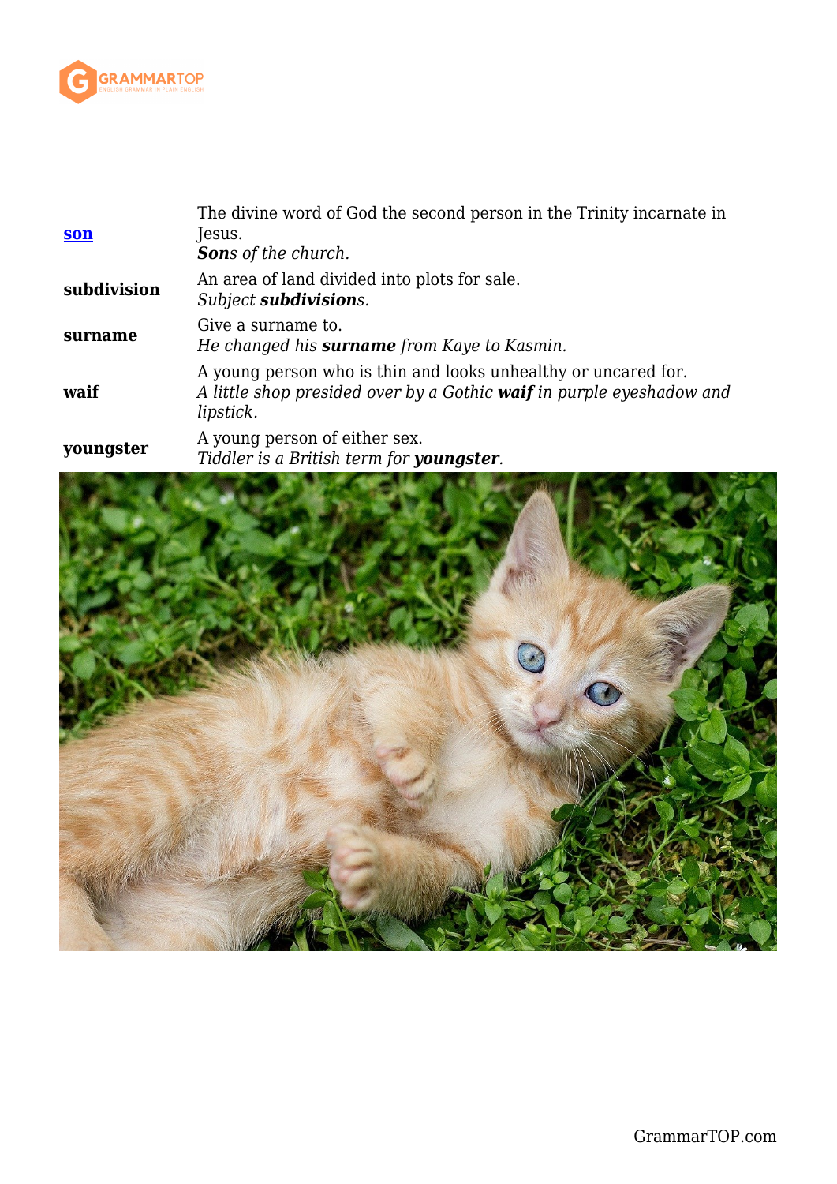| | |
|---|---|
| **son** | The divine word of God the second person in the Trinity incarnate in Jesus.<br>***Son**s of the church.* |
| **subdivision** | An area of land divided into plots for sale.<br>*Subject **subdivision**s.* |
| **surname** | Give a surname to.<br>*He changed his **surname** from Kaye to Kasmin.* |
| **waif** | A young person who is thin and looks unhealthy or uncared for.<br>*A little shop presided over by a Gothic **waif** in purple eyeshadow and lipstick.* |
| **youngster** | A young person of either sex.<br>*Tiddler is a British term for **youngster**.* |